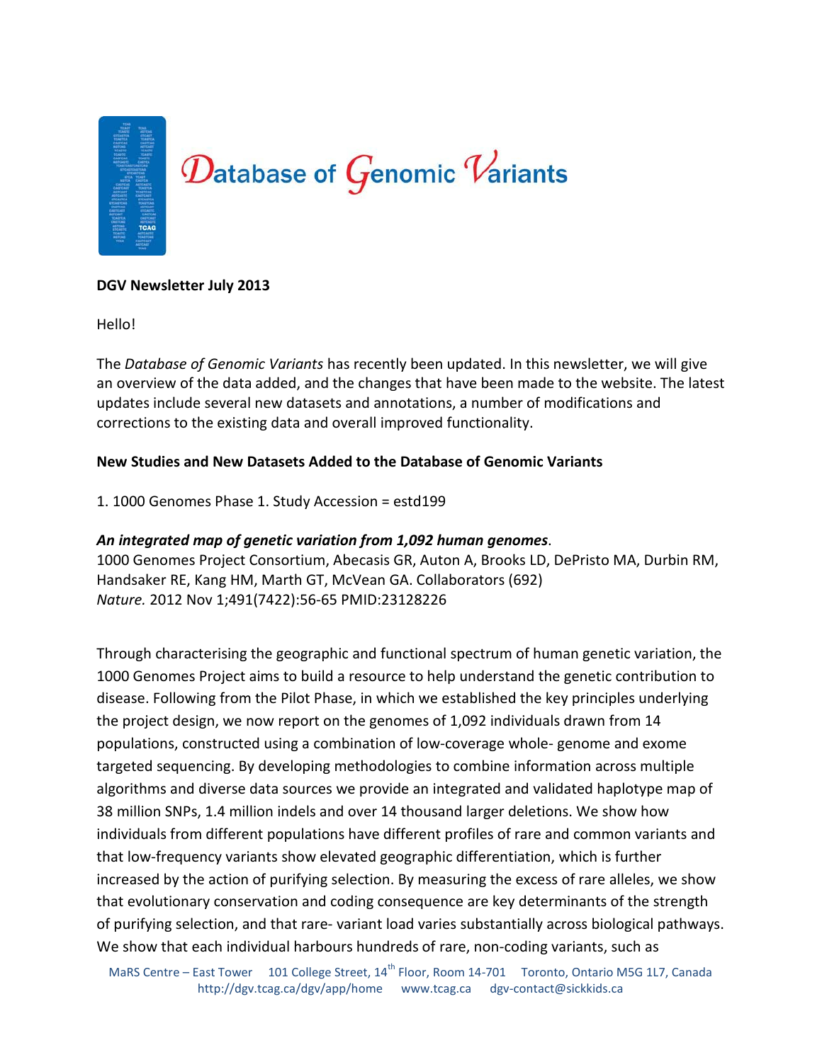# Database of Genomic Variants

**DGV Newsletter July 2013**

Hello!

The *Database of Genomic Variants* has recently been updated. In this newsletter, we will give an overview of the data added, and the changes that have been made to the website. The latest updates include several new datasets and annotations, a number of modifications and corrections to the existing data and overall improved functionality.

**New Studies and New Datasets Added to the Database of Genomic Variants**

1. 1000 Genomes Phase 1. Study Accession = estd199

***An integrated map of genetic variation from 1,092 human genomes*.**
1000 Genomes Project Consortium, Abecasis GR, Auton A, Brooks LD, DePristo MA, Durbin RM, Handsaker RE, Kang HM, Marth GT, McVean GA. Collaborators (692)
*Nature.* 2012 Nov 1;491(7422):56-65 PMID:23128226

Through characterising the geographic and functional spectrum of human genetic variation, the 1000 Genomes Project aims to build a resource to help understand the genetic contribution to disease. Following from the Pilot Phase, in which we established the key principles underlying the project design, we now report on the genomes of 1,092 individuals drawn from 14 populations, constructed using a combination of low-coverage whole- genome and exome targeted sequencing. By developing methodologies to combine information across multiple algorithms and diverse data sources we provide an integrated and validated haplotype map of 38 million SNPs, 1.4 million indels and over 14 thousand larger deletions. We show how individuals from different populations have different profiles of rare and common variants and that low-frequency variants show elevated geographic differentiation, which is further increased by the action of purifying selection. By measuring the excess of rare alleles, we show that evolutionary conservation and coding consequence are key determinants of the strength of purifying selection, and that rare- variant load varies substantially across biological pathways. We show that each individual harbours hundreds of rare, non-coding variants, such as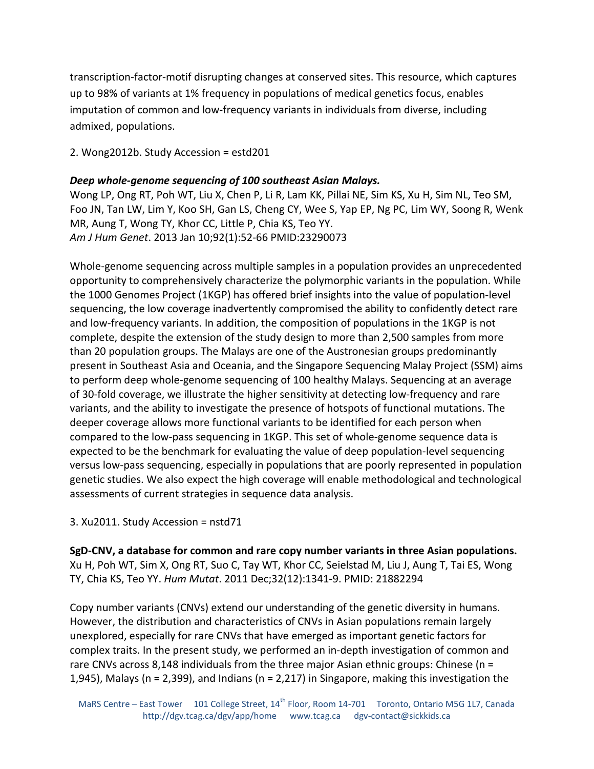transcription-factor-motif disrupting changes at conserved sites. This resource, which captures up to 98% of variants at 1% frequency in populations of medical genetics focus, enables imputation of common and low-frequency variants in individuals from diverse, including admixed, populations.

2. Wong2012b. Study Accession = estd201

***Deep whole-genome sequencing of 100 southeast Asian Malays.***
Wong LP, Ong RT, Poh WT, Liu X, Chen P, Li R, Lam KK, Pillai NE, Sim KS, Xu H, Sim NL, Teo SM, Foo JN, Tan LW, Lim Y, Koo SH, Gan LS, Cheng CY, Wee S, Yap EP, Ng PC, Lim WY, Soong R, Wenk MR, Aung T, Wong TY, Khor CC, Little P, Chia KS, Teo YY.
*Am J Hum Genet*. 2013 Jan 10;92(1):52-66 PMID:23290073

Whole-genome sequencing across multiple samples in a population provides an unprecedented opportunity to comprehensively characterize the polymorphic variants in the population. While the 1000 Genomes Project (1KGP) has offered brief insights into the value of population-level sequencing, the low coverage inadvertently compromised the ability to confidently detect rare and low-frequency variants. In addition, the composition of populations in the 1KGP is not complete, despite the extension of the study design to more than 2,500 samples from more than 20 population groups. The Malays are one of the Austronesian groups predominantly present in Southeast Asia and Oceania, and the Singapore Sequencing Malay Project (SSM) aims to perform deep whole-genome sequencing of 100 healthy Malays. Sequencing at an average of 30-fold coverage, we illustrate the higher sensitivity at detecting low-frequency and rare variants, and the ability to investigate the presence of hotspots of functional mutations. The deeper coverage allows more functional variants to be identified for each person when compared to the low-pass sequencing in 1KGP. This set of whole-genome sequence data is expected to be the benchmark for evaluating the value of deep population-level sequencing versus low-pass sequencing, especially in populations that are poorly represented in population genetic studies. We also expect the high coverage will enable methodological and technological assessments of current strategies in sequence data analysis.

3. Xu2011. Study Accession = nstd71

**SgD-CNV, a database for common and rare copy number variants in three Asian populations.**
Xu H, Poh WT, Sim X, Ong RT, Suo C, Tay WT, Khor CC, Seielstad M, Liu J, Aung T, Tai ES, Wong TY, Chia KS, Teo YY. *Hum Mutat*. 2011 Dec;32(12):1341-9. PMID: 21882294

Copy number variants (CNVs) extend our understanding of the genetic diversity in humans. However, the distribution and characteristics of CNVs in Asian populations remain largely unexplored, especially for rare CNVs that have emerged as important genetic factors for complex traits. In the present study, we performed an in-depth investigation of common and rare CNVs across 8,148 individuals from the three major Asian ethnic groups: Chinese (n = 1,945), Malays (n = 2,399), and Indians (n = 2,217) in Singapore, making this investigation the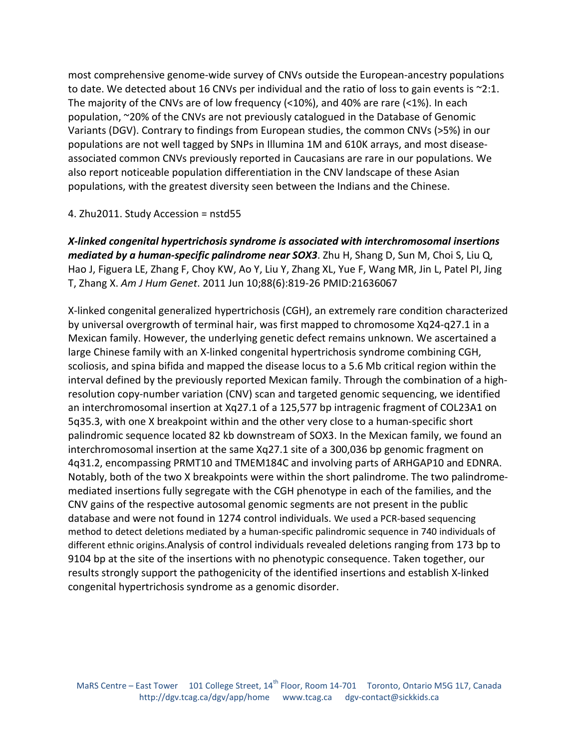most comprehensive genome-wide survey of CNVs outside the European-ancestry populations to date. We detected about 16 CNVs per individual and the ratio of loss to gain events is ~2:1. The majority of the CNVs are of low frequency (<10%), and 40% are rare (<1%). In each population, ~20% of the CNVs are not previously catalogued in the Database of Genomic Variants (DGV). Contrary to findings from European studies, the common CNVs (>5%) in our populations are not well tagged by SNPs in Illumina 1M and 610K arrays, and most disease-associated common CNVs previously reported in Caucasians are rare in our populations. We also report noticeable population differentiation in the CNV landscape of these Asian populations, with the greatest diversity seen between the Indians and the Chinese.

4. Zhu2011. Study Accession = nstd55

***X-linked congenital hypertrichosis syndrome is associated with interchromosomal insertions mediated by a human-specific palindrome near SOX3***. Zhu H, Shang D, Sun M, Choi S, Liu Q, Hao J, Figuera LE, Zhang F, Choy KW, Ao Y, Liu Y, Zhang XL, Yue F, Wang MR, Jin L, Patel PI, Jing T, Zhang X. *Am J Hum Genet*. 2011 Jun 10;88(6):819-26 PMID:21636067

X-linked congenital generalized hypertrichosis (CGH), an extremely rare condition characterized by universal overgrowth of terminal hair, was first mapped to chromosome Xq24-q27.1 in a Mexican family. However, the underlying genetic defect remains unknown. We ascertained a large Chinese family with an X-linked congenital hypertrichosis syndrome combining CGH, scoliosis, and spina bifida and mapped the disease locus to a 5.6 Mb critical region within the interval defined by the previously reported Mexican family. Through the combination of a high-resolution copy-number variation (CNV) scan and targeted genomic sequencing, we identified an interchromosomal insertion at Xq27.1 of a 125,577 bp intragenic fragment of COL23A1 on 5q35.3, with one X breakpoint within and the other very close to a human-specific short palindromic sequence located 82 kb downstream of SOX3. In the Mexican family, we found an interchromosomal insertion at the same Xq27.1 site of a 300,036 bp genomic fragment on 4q31.2, encompassing PRMT10 and TMEM184C and involving parts of ARHGAP10 and EDNRA. Notably, both of the two X breakpoints were within the short palindrome. The two palindrome-mediated insertions fully segregate with the CGH phenotype in each of the families, and the CNV gains of the respective autosomal genomic segments are not present in the public database and were not found in 1274 control individuals. We used a PCR-based sequencing method to detect deletions mediated by a human-specific palindromic sequence in 740 individuals of different ethnic origins.Analysis of control individuals revealed deletions ranging from 173 bp to 9104 bp at the site of the insertions with no phenotypic consequence. Taken together, our results strongly support the pathogenicity of the identified insertions and establish X-linked congenital hypertrichosis syndrome as a genomic disorder.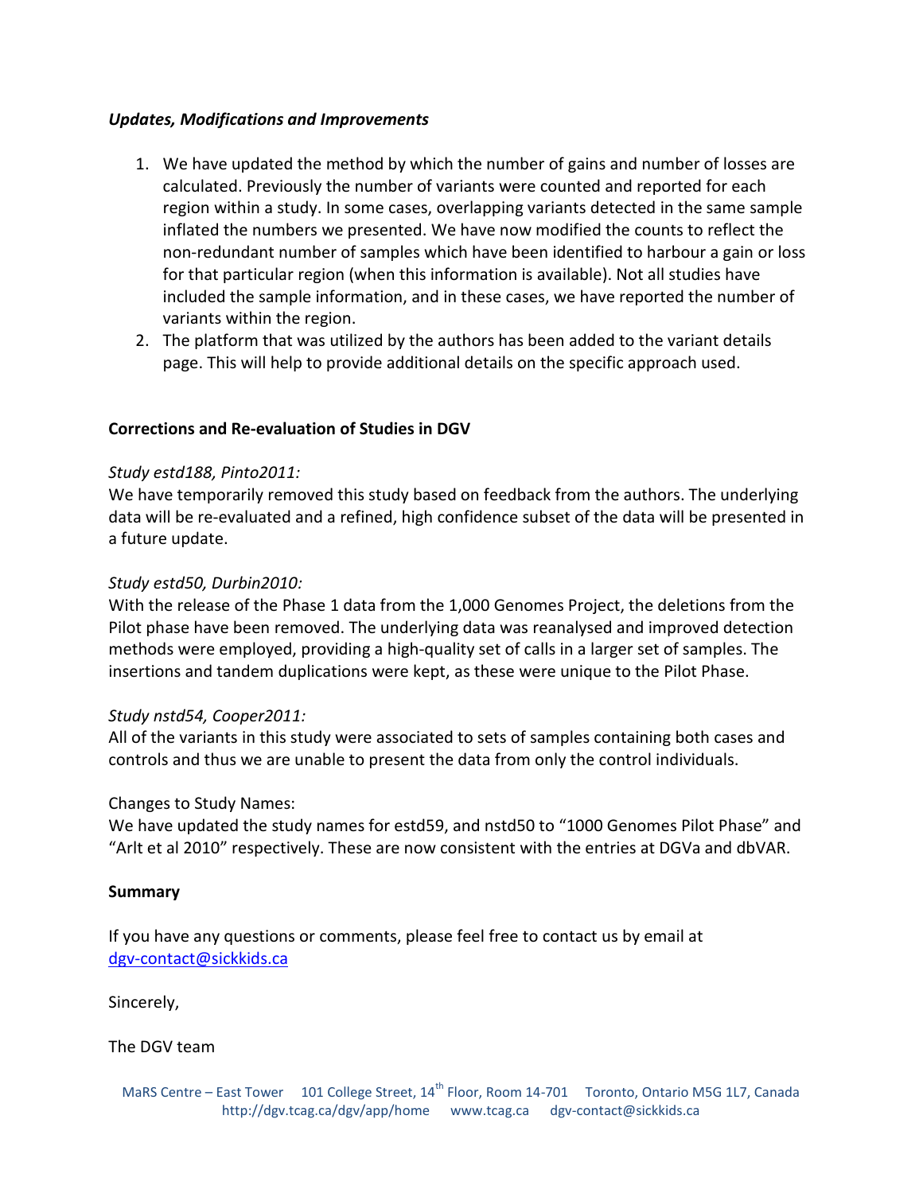### *Updates, Modifications and Improvements*

1. We have updated the method by which the number of gains and number of losses are calculated. Previously the number of variants were counted and reported for each region within a study. In some cases, overlapping variants detected in the same sample inflated the numbers we presented. We have now modified the counts to reflect the non-redundant number of samples which have been identified to harbour a gain or loss for that particular region (when this information is available). Not all studies have included the sample information, and in these cases, we have reported the number of variants within the region.
2. The platform that was utilized by the authors has been added to the variant details page. This will help to provide additional details on the specific approach used.

### **Corrections and Re-evaluation of Studies in DGV**

*Study estd188, Pinto2011:*
We have temporarily removed this study based on feedback from the authors. The underlying data will be re-evaluated and a refined, high confidence subset of the data will be presented in a future update.

*Study estd50, Durbin2010:*
With the release of the Phase 1 data from the 1,000 Genomes Project, the deletions from the Pilot phase have been removed. The underlying data was reanalysed and improved detection methods were employed, providing a high-quality set of calls in a larger set of samples. The insertions and tandem duplications were kept, as these were unique to the Pilot Phase.

*Study nstd54, Cooper2011:*
All of the variants in this study were associated to sets of samples containing both cases and controls and thus we are unable to present the data from only the control individuals.

Changes to Study Names:
We have updated the study names for estd59, and nstd50 to “1000 Genomes Pilot Phase” and “Arlt et al 2010” respectively. These are now consistent with the entries at DGVa and dbVAR.

### **Summary**

If you have any questions or comments, please feel free to contact us by email at [dgv-contact@sickkids.ca](mailto:dgv-contact@sickkids.ca)

Sincerely,

The DGV team

MaRS Centre – East Tower 101 College Street, 14th Floor, Room 14-701 Toronto, Ontario M5G 1L7, Canada
http://dgv.tcag.ca/dgv/app/home www.tcag.ca dgv-contact@sickkids.ca